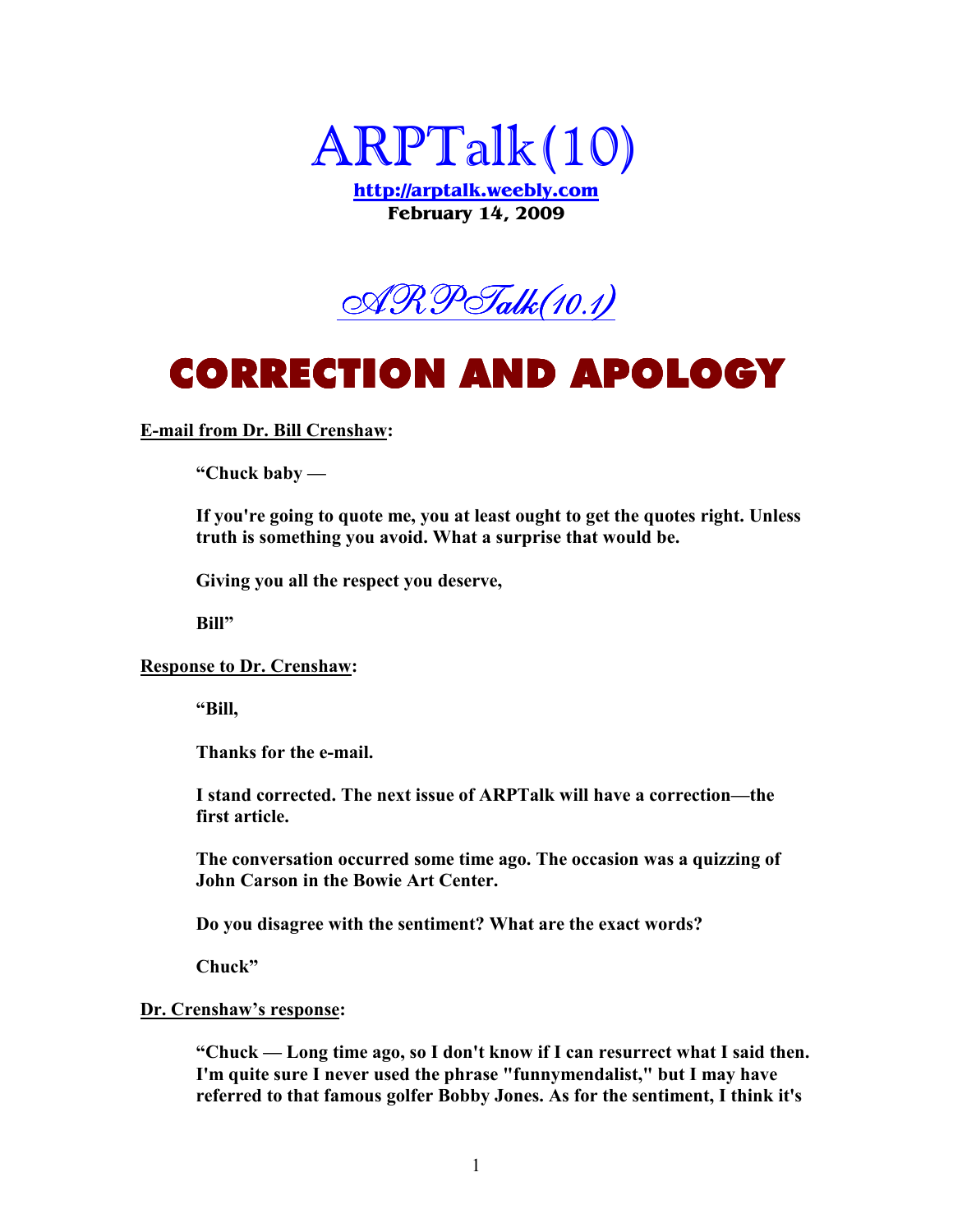# ARPTalk(10)

**http://arptalk.weebly.com**
**February 14, 2009**

## *ARPTalk(10.1)*

# CORRECTION AND APOLOGY

**E-mail from Dr. Bill Crenshaw:**

> **"Chuck baby —**
>
> **If you're going to quote me, you at least ought to get the quotes right. Unless truth is something you avoid. What a surprise that would be.**
>
> **Giving you all the respect you deserve,**
>
> **Bill"**

**Response to Dr. Crenshaw:**

> **"Bill,**
>
> **Thanks for the e-mail.**
>
> **I stand corrected. The next issue of ARPTalk will have a correction—the first article.**
>
> **The conversation occurred some time ago. The occasion was a quizzing of John Carson in the Bowie Art Center.**
>
> **Do you disagree with the sentiment? What are the exact words?**
>
> **Chuck"**

**Dr. Crenshaw's response:**

> **"Chuck — Long time ago, so I don't know if I can resurrect what I said then. I'm quite sure I never used the phrase "funnymendalist," but I may have referred to that famous golfer Bobby Jones. As for the sentiment, I think it's**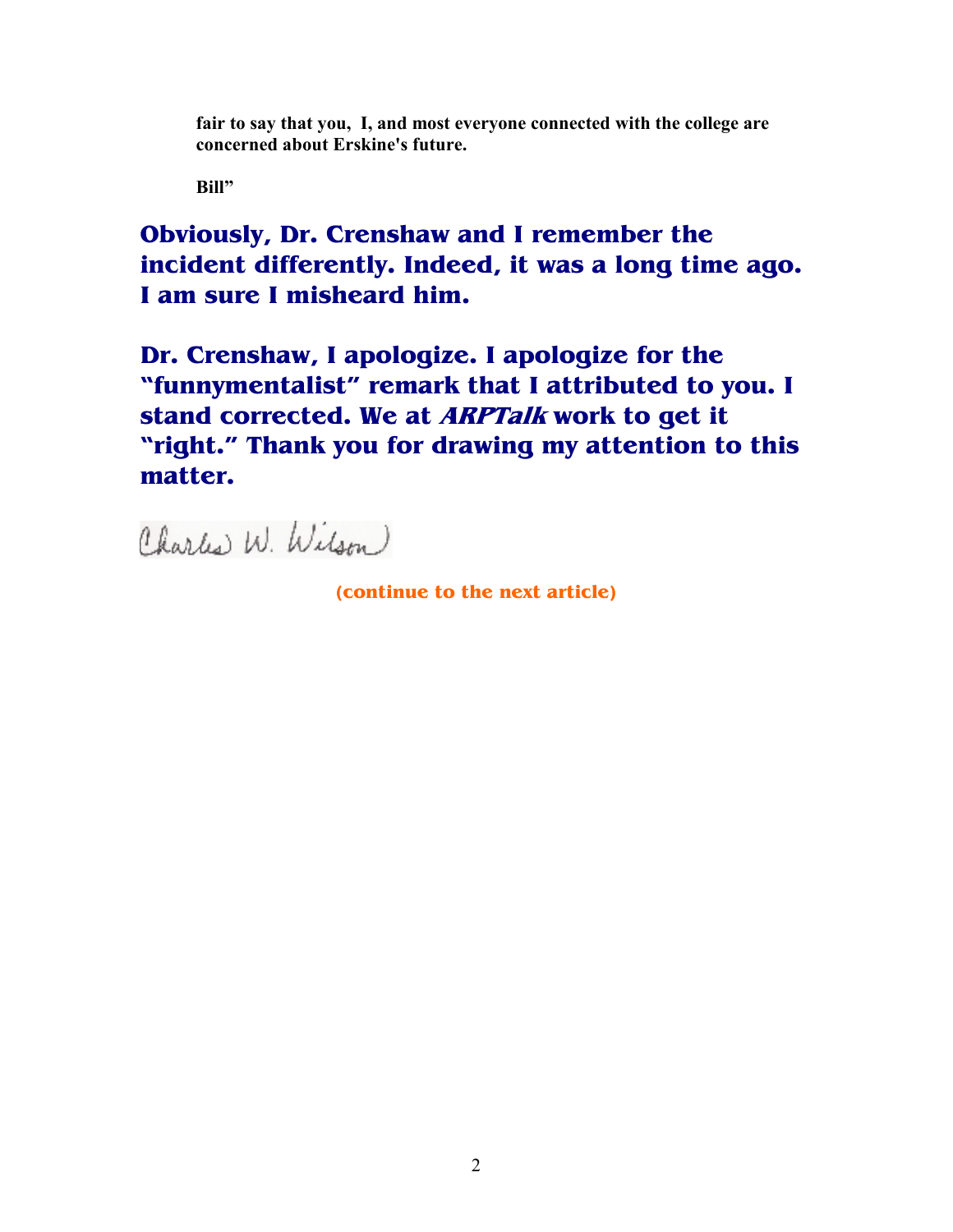**fair to say that you, I, and most everyone connected with the college are concerned about Erskine's future.**

**Bill"**

**Obviously, Dr. Crenshaw and I remember the incident differently. Indeed, it was a long time ago. I am sure I misheard him.**

**Dr. Crenshaw, I apologize. I apologize for the "funnymentalist" remark that I attributed to you. I stand corrected. We at *ARPTalk* work to get it "right." Thank you for drawing my attention to this matter.**

Charles W. Wilson

**(continue to the next article)**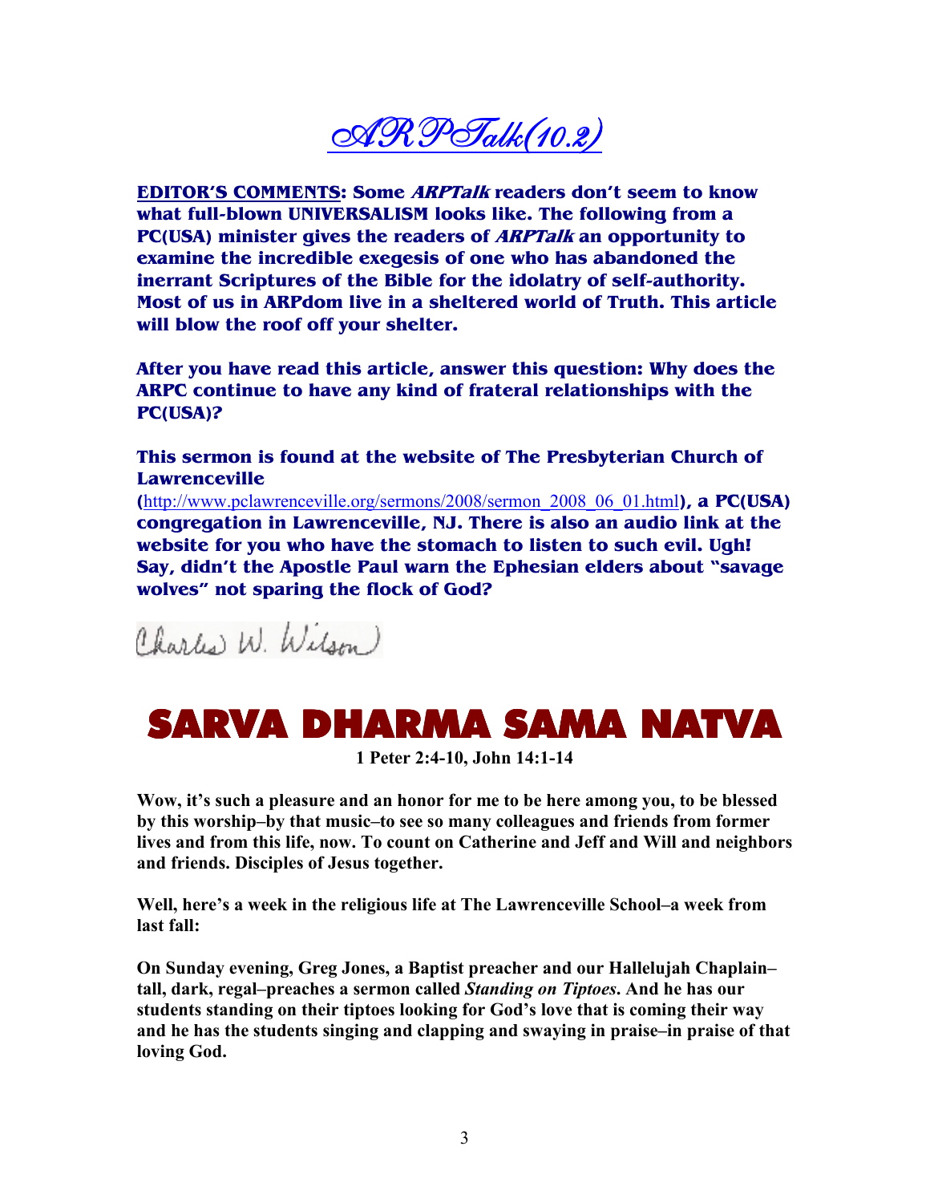# *ARPTalk(10.2)*

**<u>EDITOR'S COMMENTS</u>: Some *ARPTalk* readers don't seem to know what full-blown UNIVERSALISM looks like. The following from a PC(USA) minister gives the readers of *ARPTalk* an opportunity to examine the incredible exegesis of one who has abandoned the inerrant Scriptures of the Bible for the idolatry of self-authority. Most of us in ARPdom live in a sheltered world of Truth. This article will blow the roof off your shelter.**

**After you have read this article, answer this question: Why does the ARPC continue to have any kind of frateral relationships with the PC(USA)?**

**This sermon is found at the website of The Presbyterian Church of Lawrenceville (**http://www.pclawrenceville.org/sermons/2008/sermon_2008_06_01.html**), a PC(USA) congregation in Lawrenceville, NJ. There is also an audio link at the website for you who have the stomach to listen to such evil. Ugh! Say, didn't the Apostle Paul warn the Ephesian elders about "savage wolves" not sparing the flock of God?**

Charles W. Wilson

# SARVA DHARMA SAMA NATVA

**1 Peter 2:4-10, John 14:1-14**

**Wow, it's such a pleasure and an honor for me to be here among you, to be blessed by this worship–by that music–to see so many colleagues and friends from former lives and from this life, now. To count on Catherine and Jeff and Will and neighbors and friends. Disciples of Jesus together.**

**Well, here's a week in the religious life at The Lawrenceville School–a week from last fall:**

**On Sunday evening, Greg Jones, a Baptist preacher and our Hallelujah Chaplain–tall, dark, regal–preaches a sermon called *Standing on Tiptoes*. And he has our students standing on their tiptoes looking for God's love that is coming their way and he has the students singing and clapping and swaying in praise–in praise of that loving God.**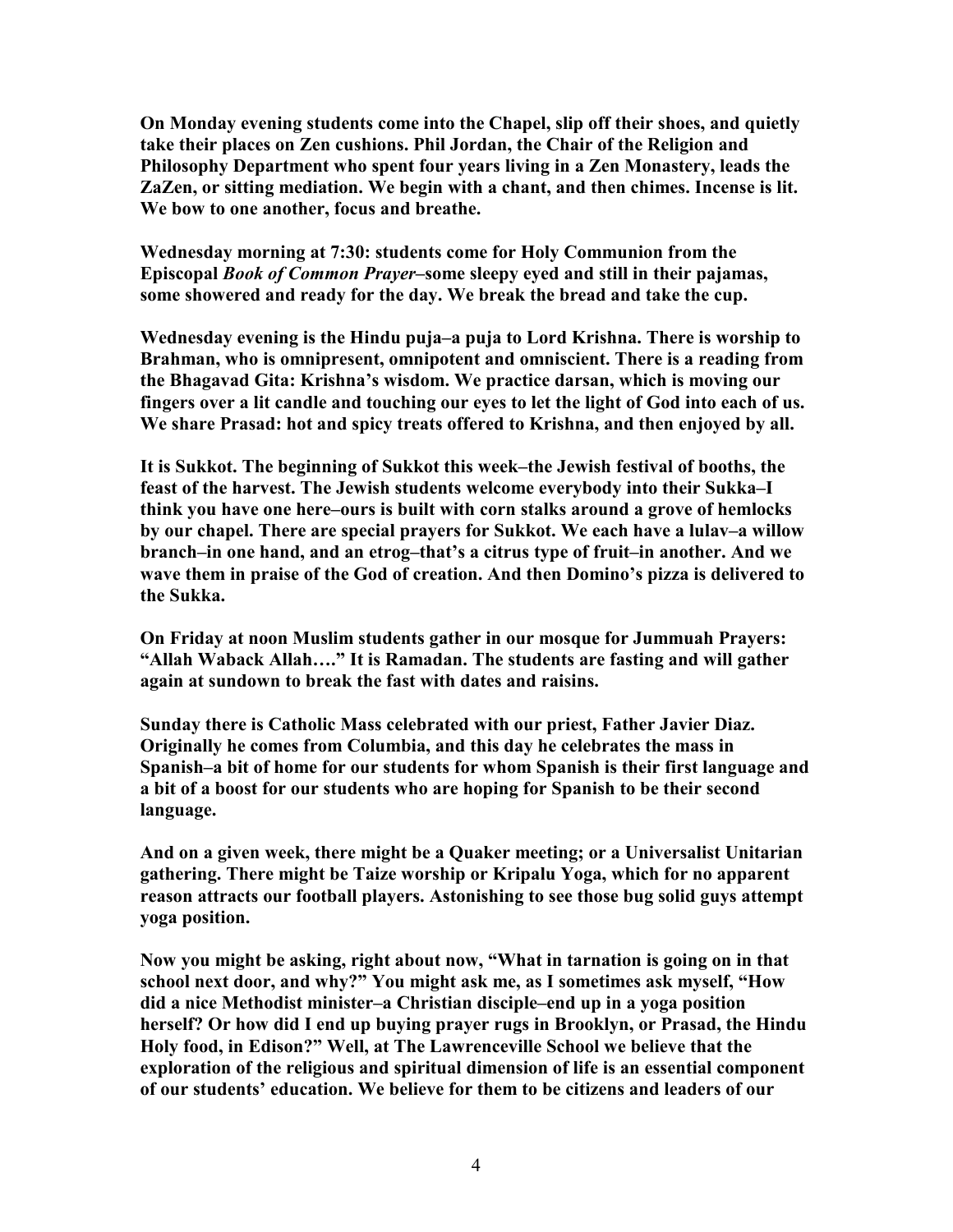**On Monday evening students come into the Chapel, slip off their shoes, and quietly take their places on Zen cushions. Phil Jordan, the Chair of the Religion and Philosophy Department who spent four years living in a Zen Monastery, leads the ZaZen, or sitting mediation. We begin with a chant, and then chimes. Incense is lit. We bow to one another, focus and breathe.**

**Wednesday morning at 7:30: students come for Holy Communion from the Episcopal *Book of Common Prayer*–some sleepy eyed and still in their pajamas, some showered and ready for the day. We break the bread and take the cup.**

**Wednesday evening is the Hindu puja–a puja to Lord Krishna. There is worship to Brahman, who is omnipresent, omnipotent and omniscient. There is a reading from the Bhagavad Gita: Krishna's wisdom. We practice darsan, which is moving our fingers over a lit candle and touching our eyes to let the light of God into each of us. We share Prasad: hot and spicy treats offered to Krishna, and then enjoyed by all.**

**It is Sukkot. The beginning of Sukkot this week–the Jewish festival of booths, the feast of the harvest. The Jewish students welcome everybody into their Sukka–I think you have one here–ours is built with corn stalks around a grove of hemlocks by our chapel. There are special prayers for Sukkot. We each have a lulav–a willow branch–in one hand, and an etrog–that's a citrus type of fruit–in another. And we wave them in praise of the God of creation. And then Domino's pizza is delivered to the Sukka.**

**On Friday at noon Muslim students gather in our mosque for Jummuah Prayers: "Allah Waback Allah…." It is Ramadan. The students are fasting and will gather again at sundown to break the fast with dates and raisins.**

**Sunday there is Catholic Mass celebrated with our priest, Father Javier Diaz. Originally he comes from Columbia, and this day he celebrates the mass in Spanish–a bit of home for our students for whom Spanish is their first language and a bit of a boost for our students who are hoping for Spanish to be their second language.**

**And on a given week, there might be a Quaker meeting; or a Universalist Unitarian gathering. There might be Taize worship or Kripalu Yoga, which for no apparent reason attracts our football players. Astonishing to see those bug solid guys attempt yoga position.**

**Now you might be asking, right about now, "What in tarnation is going on in that school next door, and why?" You might ask me, as I sometimes ask myself, "How did a nice Methodist minister–a Christian disciple–end up in a yoga position herself? Or how did I end up buying prayer rugs in Brooklyn, or Prasad, the Hindu Holy food, in Edison?" Well, at The Lawrenceville School we believe that the exploration of the religious and spiritual dimension of life is an essential component of our students' education. We believe for them to be citizens and leaders of our**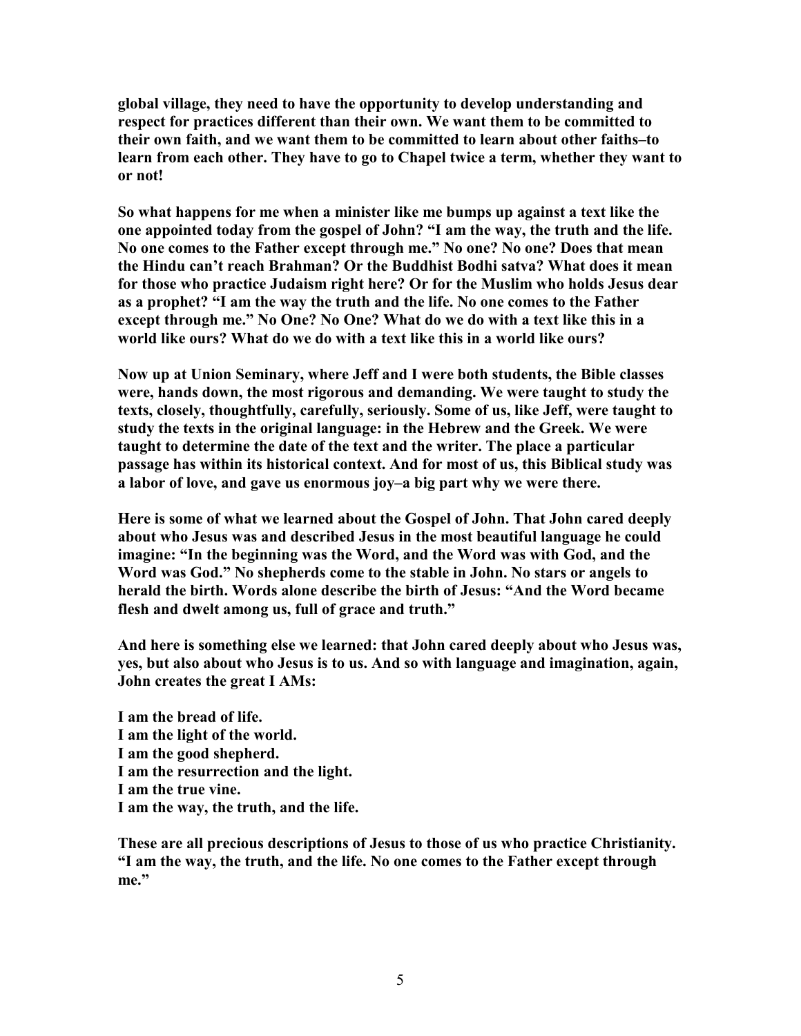**global village, they need to have the opportunity to develop understanding and respect for practices different than their own. We want them to be committed to their own faith, and we want them to be committed to learn about other faiths–to learn from each other. They have to go to Chapel twice a term, whether they want to or not!**

**So what happens for me when a minister like me bumps up against a text like the one appointed today from the gospel of John? "I am the way, the truth and the life. No one comes to the Father except through me." No one? No one? Does that mean the Hindu can't reach Brahman? Or the Buddhist Bodhi satva? What does it mean for those who practice Judaism right here? Or for the Muslim who holds Jesus dear as a prophet? "I am the way the truth and the life. No one comes to the Father except through me." No One? No One? What do we do with a text like this in a world like ours? What do we do with a text like this in a world like ours?**

**Now up at Union Seminary, where Jeff and I were both students, the Bible classes were, hands down, the most rigorous and demanding. We were taught to study the texts, closely, thoughtfully, carefully, seriously. Some of us, like Jeff, were taught to study the texts in the original language: in the Hebrew and the Greek. We were taught to determine the date of the text and the writer. The place a particular passage has within its historical context. And for most of us, this Biblical study was a labor of love, and gave us enormous joy–a big part why we were there.**

**Here is some of what we learned about the Gospel of John. That John cared deeply about who Jesus was and described Jesus in the most beautiful language he could imagine: "In the beginning was the Word, and the Word was with God, and the Word was God." No shepherds come to the stable in John. No stars or angels to herald the birth. Words alone describe the birth of Jesus: "And the Word became flesh and dwelt among us, full of grace and truth."**

**And here is something else we learned: that John cared deeply about who Jesus was, yes, but also about who Jesus is to us. And so with language and imagination, again, John creates the great I AMs:**

**I am the bread of life.**
**I am the light of the world.**
**I am the good shepherd.**
**I am the resurrection and the light.**
**I am the true vine.**
**I am the way, the truth, and the life.**

**These are all precious descriptions of Jesus to those of us who practice Christianity. "I am the way, the truth, and the life. No one comes to the Father except through me."**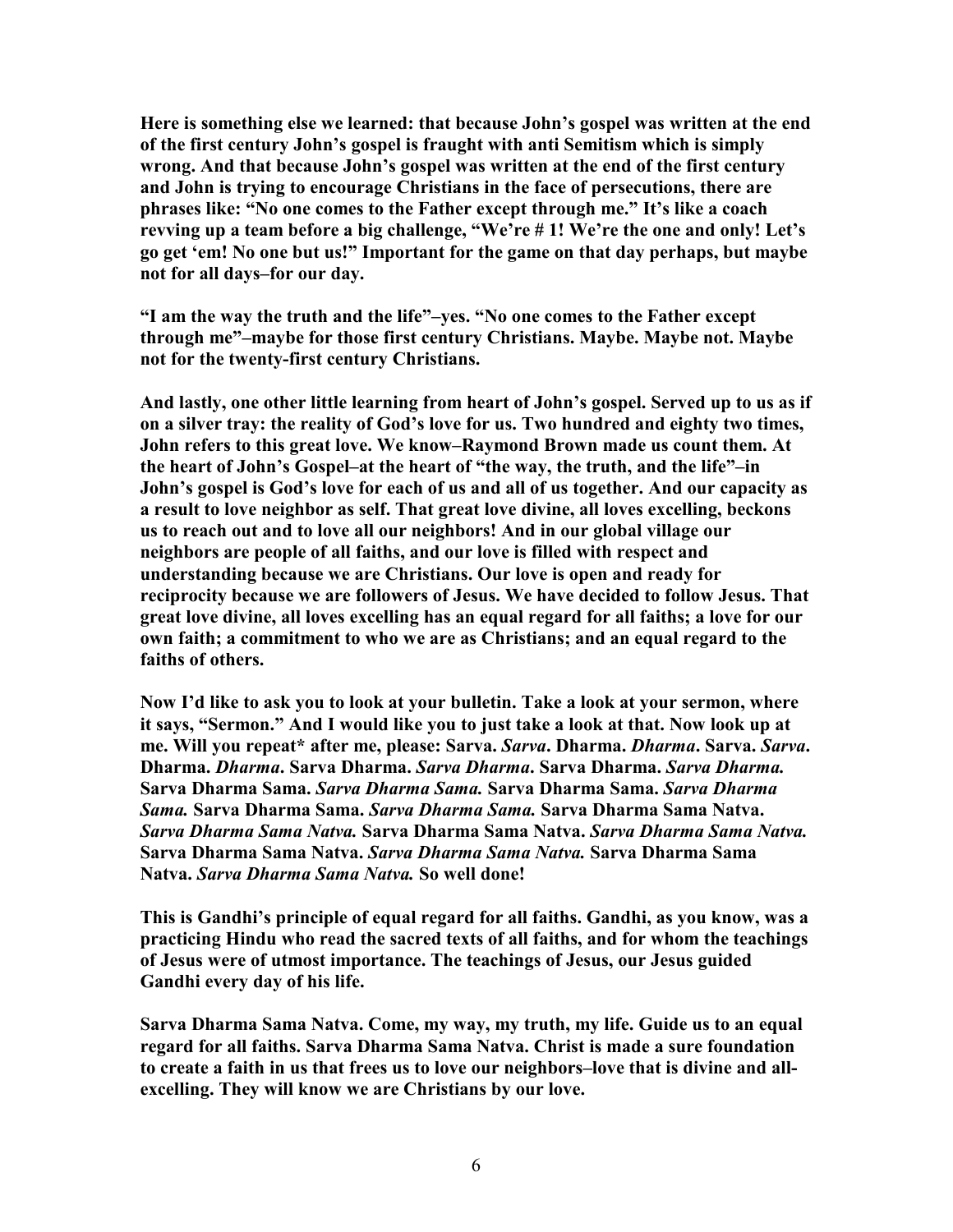**Here is something else we learned: that because John's gospel was written at the end of the first century John's gospel is fraught with anti Semitism which is simply wrong. And that because John's gospel was written at the end of the first century and John is trying to encourage Christians in the face of persecutions, there are phrases like: "No one comes to the Father except through me." It's like a coach revving up a team before a big challenge, "We're # 1! We're the one and only! Let's go get 'em! No one but us!" Important for the game on that day perhaps, but maybe not for all days–for our day.**

**"I am the way the truth and the life"–yes. "No one comes to the Father except through me"–maybe for those first century Christians. Maybe. Maybe not. Maybe not for the twenty-first century Christians.**

**And lastly, one other little learning from heart of John's gospel. Served up to us as if on a silver tray: the reality of God's love for us. Two hundred and eighty two times, John refers to this great love. We know–Raymond Brown made us count them. At the heart of John's Gospel–at the heart of "the way, the truth, and the life"–in John's gospel is God's love for each of us and all of us together. And our capacity as a result to love neighbor as self. That great love divine, all loves excelling, beckons us to reach out and to love all our neighbors! And in our global village our neighbors are people of all faiths, and our love is filled with respect and understanding because we are Christians. Our love is open and ready for reciprocity because we are followers of Jesus. We have decided to follow Jesus. That great love divine, all loves excelling has an equal regard for all faiths; a love for our own faith; a commitment to who we are as Christians; and an equal regard to the faiths of others.**

**Now I'd like to ask you to look at your bulletin. Take a look at your sermon, where it says, "Sermon." And I would like you to just take a look at that. Now look up at me. Will you repeat* after me, please: Sarva. *Sarva*. Dharma. *Dharma*. Sarva. *Sarva*. Dharma. *Dharma*. Sarva Dharma. *Sarva Dharma*. Sarva Dharma. *Sarva Dharma.* Sarva Dharma Sama. *Sarva Dharma Sama.* Sarva Dharma Sama. *Sarva Dharma Sama.* Sarva Dharma Sama. *Sarva Dharma Sama.* Sarva Dharma Sama Natva. *Sarva Dharma Sama Natva.* Sarva Dharma Sama Natva. *Sarva Dharma Sama Natva.* Sarva Dharma Sama Natva. *Sarva Dharma Sama Natva.* Sarva Dharma Sama Natva. *Sarva Dharma Sama Natva.* So well done!**

**This is Gandhi's principle of equal regard for all faiths. Gandhi, as you know, was a practicing Hindu who read the sacred texts of all faiths, and for whom the teachings of Jesus were of utmost importance. The teachings of Jesus, our Jesus guided Gandhi every day of his life.**

**Sarva Dharma Sama Natva. Come, my way, my truth, my life. Guide us to an equal regard for all faiths. Sarva Dharma Sama Natva. Christ is made a sure foundation to create a faith in us that frees us to love our neighbors–love that is divine and all-excelling. They will know we are Christians by our love.**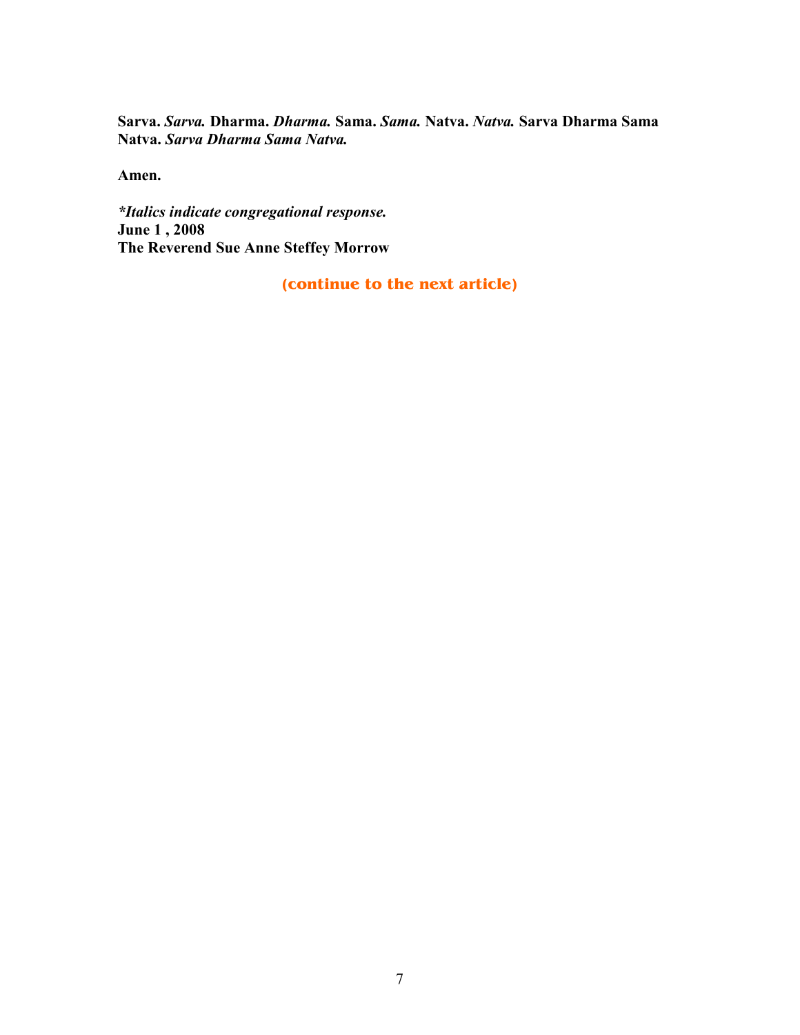**Sarva. *Sarva.* Dharma. *Dharma.* Sama. *Sama.* Natva. *Natva.* Sarva Dharma Sama Natva. *Sarva Dharma Sama Natva.***

**Amen.**

***Italics indicate congregational response.**
**June 1 , 2008**
**The Reverend Sue Anne Steffey Morrow**

**(continue to the next article)**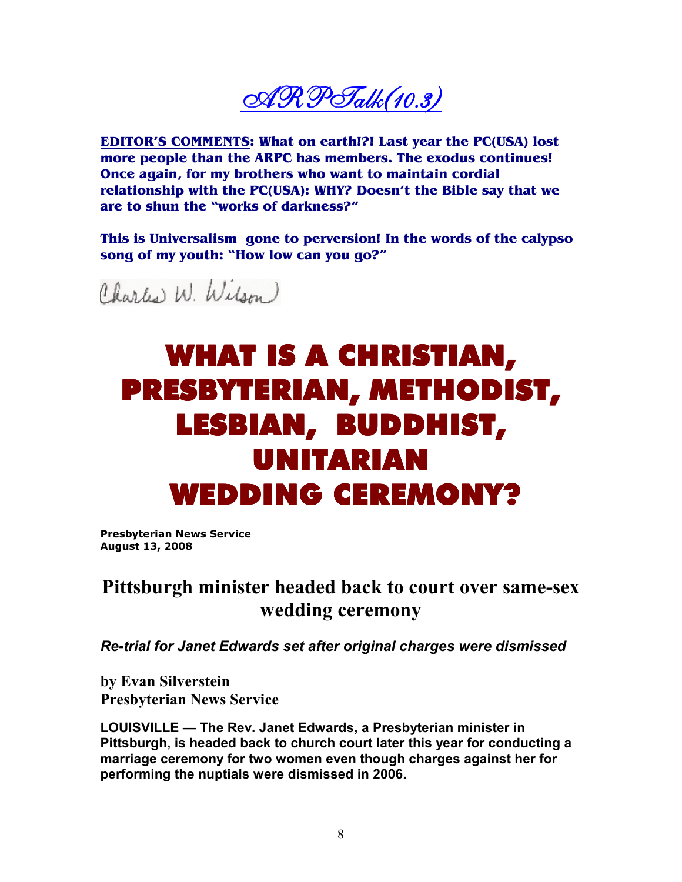# ARPTalk(10.3)

**EDITOR'S COMMENTS: What on earth!?! Last year the PC(USA) lost more people than the ARPC has members. The exodus continues! Once again, for my brothers who want to maintain cordial relationship with the PC(USA): WHY? Doesn't the Bible say that we are to shun the "works of darkness?"**

**This is Universalism gone to perversion! In the words of the calypso song of my youth: "How low can you go?"**

Charles W. Wilson

# WHAT IS A CHRISTIAN, PRESBYTERIAN, METHODIST, LESBIAN, BUDDHIST, UNITARIAN WEDDING CEREMONY?

**Presbyterian News Service**
**August 13, 2008**

## Pittsburgh minister headed back to court over same-sex wedding ceremony

***Re-trial for Janet Edwards set after original charges were dismissed***

**by Evan Silverstein**
**Presbyterian News Service**

**LOUISVILLE — The Rev. Janet Edwards, a Presbyterian minister in Pittsburgh, is headed back to church court later this year for conducting a marriage ceremony for two women even though charges against her for performing the nuptials were dismissed in 2006.**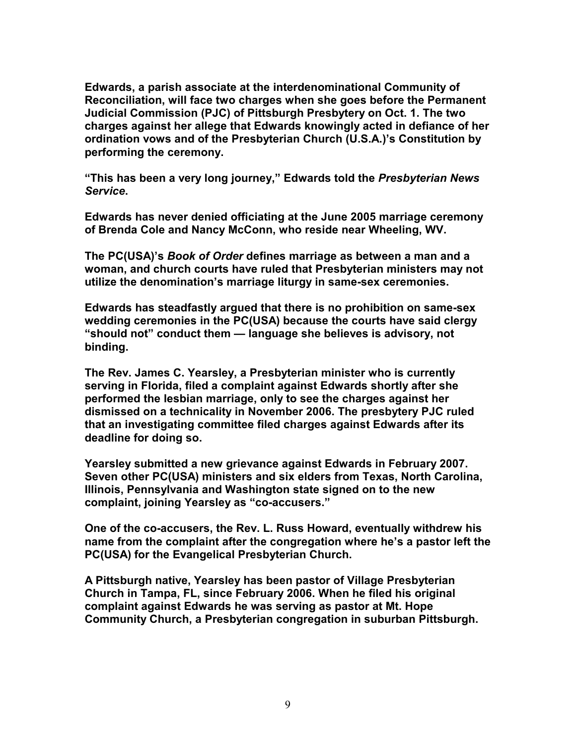**Edwards, a parish associate at the interdenominational Community of Reconciliation, will face two charges when she goes before the Permanent Judicial Commission (PJC) of Pittsburgh Presbytery on Oct. 1. The two charges against her allege that Edwards knowingly acted in defiance of her ordination vows and of the Presbyterian Church (U.S.A.)'s Constitution by performing the ceremony.**

**"This has been a very long journey," Edwards told the *Presbyterian News Service*.**

**Edwards has never denied officiating at the June 2005 marriage ceremony of Brenda Cole and Nancy McConn, who reside near Wheeling, WV.**

**The PC(USA)'s *Book of Order* defines marriage as between a man and a woman, and church courts have ruled that Presbyterian ministers may not utilize the denomination's marriage liturgy in same-sex ceremonies.**

**Edwards has steadfastly argued that there is no prohibition on same-sex wedding ceremonies in the PC(USA) because the courts have said clergy "should not" conduct them — language she believes is advisory, not binding.**

**The Rev. James C. Yearsley, a Presbyterian minister who is currently serving in Florida, filed a complaint against Edwards shortly after she performed the lesbian marriage, only to see the charges against her dismissed on a technicality in November 2006. The presbytery PJC ruled that an investigating committee filed charges against Edwards after its deadline for doing so.**

**Yearsley submitted a new grievance against Edwards in February 2007. Seven other PC(USA) ministers and six elders from Texas, North Carolina, Illinois, Pennsylvania and Washington state signed on to the new complaint, joining Yearsley as "co-accusers."**

**One of the co-accusers, the Rev. L. Russ Howard, eventually withdrew his name from the complaint after the congregation where he's a pastor left the PC(USA) for the Evangelical Presbyterian Church.**

**A Pittsburgh native, Yearsley has been pastor of Village Presbyterian Church in Tampa, FL, since February 2006. When he filed his original complaint against Edwards he was serving as pastor at Mt. Hope Community Church, a Presbyterian congregation in suburban Pittsburgh.**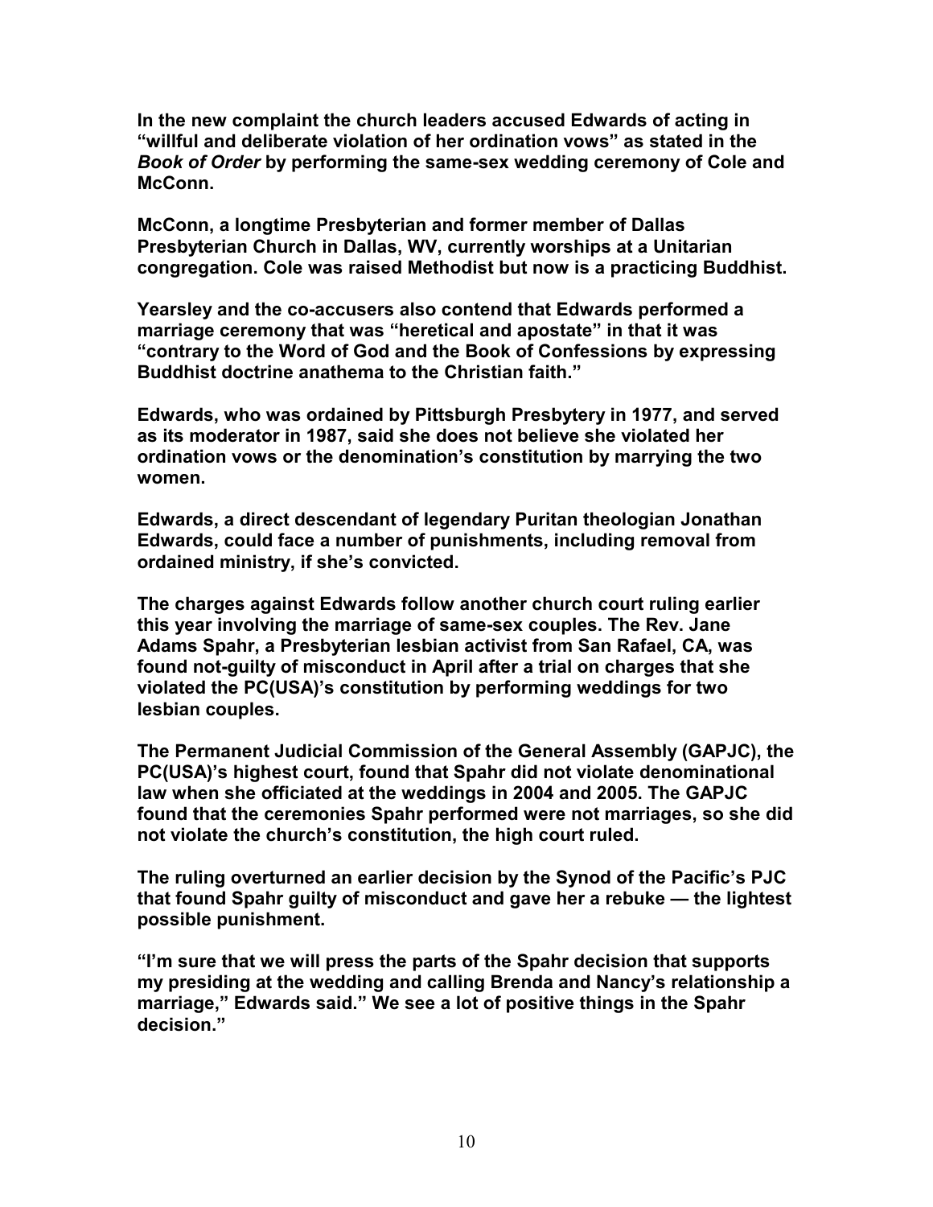**In the new complaint the church leaders accused Edwards of acting in “willful and deliberate violation of her ordination vows” as stated in the *Book of Order* by performing the same-sex wedding ceremony of Cole and McConn.**

**McConn, a longtime Presbyterian and former member of Dallas Presbyterian Church in Dallas, WV, currently worships at a Unitarian congregation. Cole was raised Methodist but now is a practicing Buddhist.**

**Yearsley and the co-accusers also contend that Edwards performed a marriage ceremony that was “heretical and apostate” in that it was “contrary to the Word of God and the Book of Confessions by expressing Buddhist doctrine anathema to the Christian faith.”**

**Edwards, who was ordained by Pittsburgh Presbytery in 1977, and served as its moderator in 1987, said she does not believe she violated her ordination vows or the denomination’s constitution by marrying the two women.**

**Edwards, a direct descendant of legendary Puritan theologian Jonathan Edwards, could face a number of punishments, including removal from ordained ministry, if she’s convicted.**

**The charges against Edwards follow another church court ruling earlier this year involving the marriage of same-sex couples. The Rev. Jane Adams Spahr, a Presbyterian lesbian activist from San Rafael, CA, was found not-guilty of misconduct in April after a trial on charges that she violated the PC(USA)’s constitution by performing weddings for two lesbian couples.**

**The Permanent Judicial Commission of the General Assembly (GAPJC), the PC(USA)’s highest court, found that Spahr did not violate denominational law when she officiated at the weddings in 2004 and 2005. The GAPJC found that the ceremonies Spahr performed were not marriages, so she did not violate the church’s constitution, the high court ruled.**

**The ruling overturned an earlier decision by the Synod of the Pacific’s PJC that found Spahr guilty of misconduct and gave her a rebuke — the lightest possible punishment.**

**“I’m sure that we will press the parts of the Spahr decision that supports my presiding at the wedding and calling Brenda and Nancy’s relationship a marriage,” Edwards said.” We see a lot of positive things in the Spahr decision.”**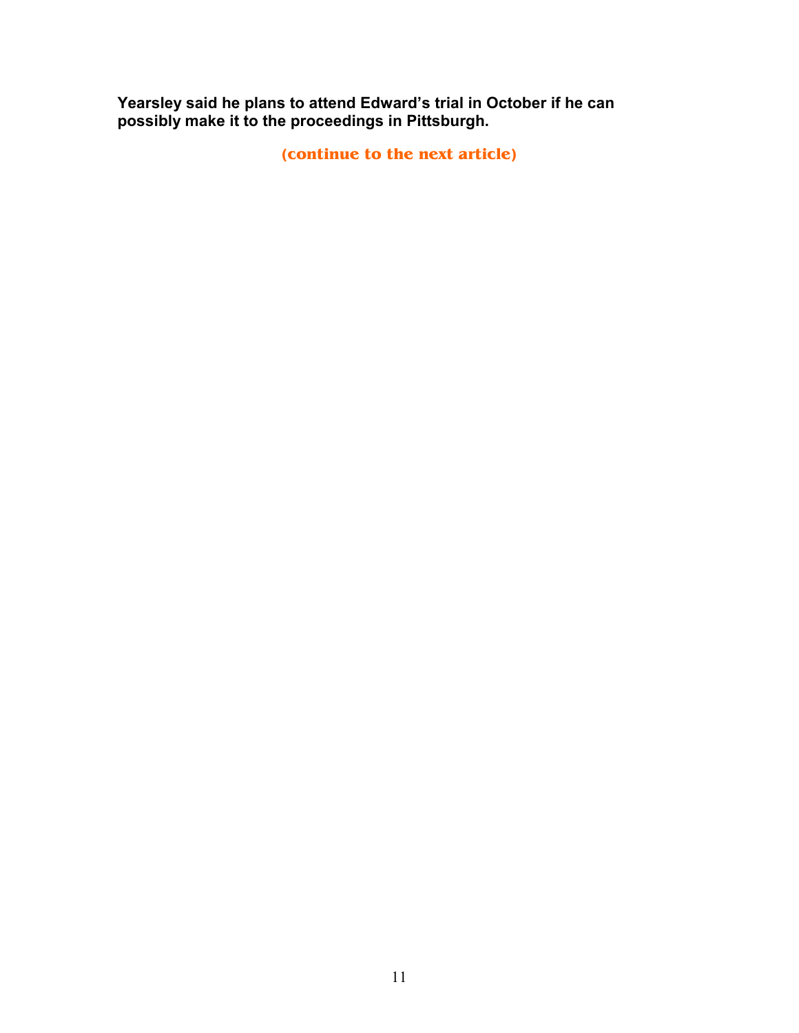**Yearsley said he plans to attend Edward's trial in October if he can possibly make it to the proceedings in Pittsburgh.**

**(continue to the next article)**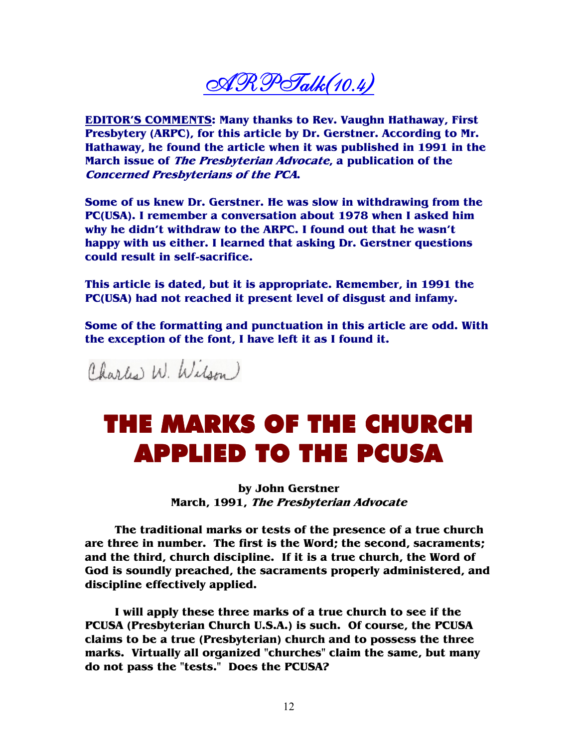# ARPTalk(10.4)

**<u>EDITOR'S COMMENTS</u>: Many thanks to Rev. Vaughn Hathaway, First Presbytery (ARPC), for this article by Dr. Gerstner. According to Mr. Hathaway, he found the article when it was published in 1991 in the March issue of *The Presbyterian Advocate*, a publication of the *Concerned Presbyterians of the PCA*.**

**Some of us knew Dr. Gerstner. He was slow in withdrawing from the PC(USA). I remember a conversation about 1978 when I asked him why he didn't withdraw to the ARPC. I found out that he wasn't happy with us either. I learned that asking Dr. Gerstner questions could result in self-sacrifice.**

**This article is dated, but it is appropriate. Remember, in 1991 the PC(USA) had not reached it present level of disgust and infamy.**

**Some of the formatting and punctuation in this article are odd. With the exception of the font, I have left it as I found it.**

Charles W. Wilson

# THE MARKS OF THE CHURCH APPLIED TO THE PCUSA

**by John Gerstner**
**March, 1991, *The Presbyterian Advocate***

**The traditional marks or tests of the presence of a true church are three in number. The first is the Word; the second, sacraments; and the third, church discipline. If it is a true church, the Word of God is soundly preached, the sacraments properly administered, and discipline effectively applied.**

**I will apply these three marks of a true church to see if the PCUSA (Presbyterian Church U.S.A.) is such. Of course, the PCUSA claims to be a true (Presbyterian) church and to possess the three marks. Virtually all organized "churches" claim the same, but many do not pass the "tests." Does the PCUSA?**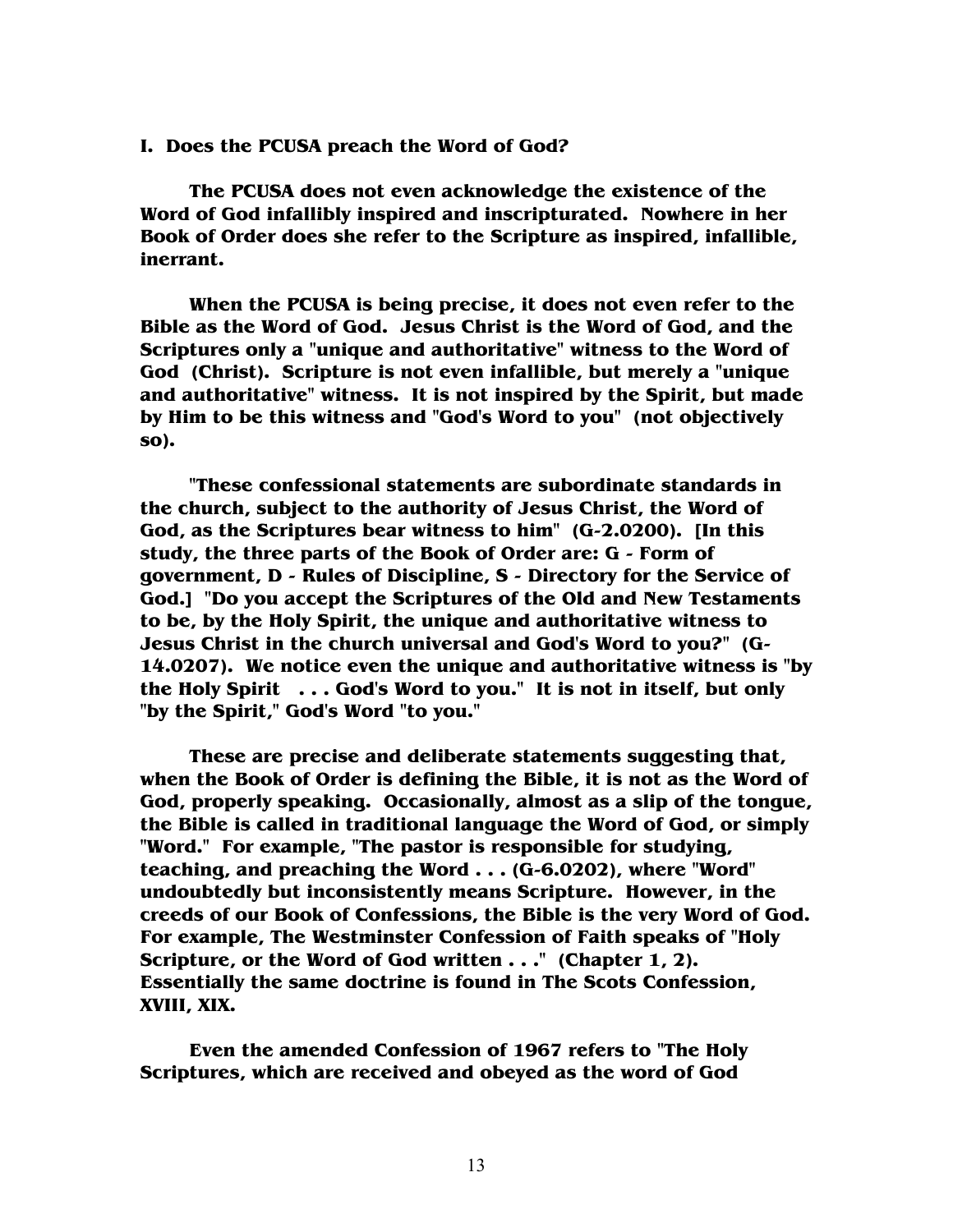**I. Does the PCUSA preach the Word of God?**

**The PCUSA does not even acknowledge the existence of the Word of God infallibly inspired and inscripturated. Nowhere in her Book of Order does she refer to the Scripture as inspired, infallible, inerrant.**

**When the PCUSA is being precise, it does not even refer to the Bible as the Word of God. Jesus Christ is the Word of God, and the Scriptures only a "unique and authoritative" witness to the Word of God (Christ). Scripture is not even infallible, but merely a "unique and authoritative" witness. It is not inspired by the Spirit, but made by Him to be this witness and "God's Word to you" (not objectively so).**

**"These confessional statements are subordinate standards in the church, subject to the authority of Jesus Christ, the Word of God, as the Scriptures bear witness to him" (G-2.0200). [In this study, the three parts of the Book of Order are: G - Form of government, D - Rules of Discipline, S - Directory for the Service of God.] "Do you accept the Scriptures of the Old and New Testaments to be, by the Holy Spirit, the unique and authoritative witness to Jesus Christ in the church universal and God's Word to you?" (G-14.0207). We notice even the unique and authoritative witness is "by the Holy Spirit . . . God's Word to you." It is not in itself, but only "by the Spirit," God's Word "to you."**

**These are precise and deliberate statements suggesting that, when the Book of Order is defining the Bible, it is not as the Word of God, properly speaking. Occasionally, almost as a slip of the tongue, the Bible is called in traditional language the Word of God, or simply "Word." For example, "The pastor is responsible for studying, teaching, and preaching the Word . . . (G-6.0202), where "Word" undoubtedly but inconsistently means Scripture. However, in the creeds of our Book of Confessions, the Bible is the very Word of God. For example, The Westminster Confession of Faith speaks of "Holy Scripture, or the Word of God written . . ." (Chapter 1, 2). Essentially the same doctrine is found in The Scots Confession, XVIII, XIX.**

**Even the amended Confession of 1967 refers to "The Holy Scriptures, which are received and obeyed as the word of God**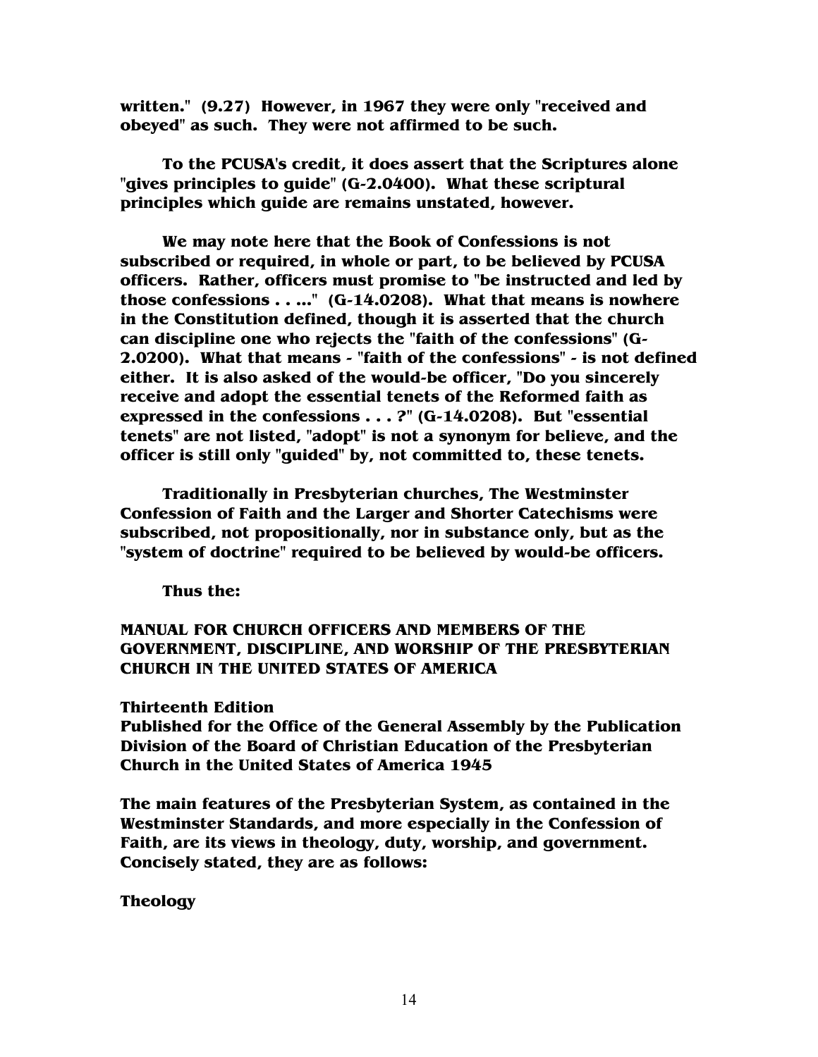**written." (9.27) However, in 1967 they were only "received and obeyed" as such. They were not affirmed to be such.**

**To the PCUSA's credit, it does assert that the Scriptures alone "gives principles to guide" (G-2.0400). What these scriptural principles which guide are remains unstated, however.**

**We may note here that the Book of Confessions is not subscribed or required, in whole or part, to be believed by PCUSA officers. Rather, officers must promise to "be instructed and led by those confessions . . . ..." (G-14.0208). What that means is nowhere in the Constitution defined, though it is asserted that the church can discipline one who rejects the "faith of the confessions" (G-2.0200). What that means - "faith of the confessions" - is not defined either. It is also asked of the would-be officer, "Do you sincerely receive and adopt the essential tenets of the Reformed faith as expressed in the confessions . . . ?" (G-14.0208). But "essential tenets" are not listed, "adopt" is not a synonym for believe, and the officer is still only "guided" by, not committed to, these tenets.**

**Traditionally in Presbyterian churches, The Westminster Confession of Faith and the Larger and Shorter Catechisms were subscribed, not propositionally, nor in substance only, but as the "system of doctrine" required to be believed by would-be officers.**

**Thus the:**

**MANUAL FOR CHURCH OFFICERS AND MEMBERS OF THE GOVERNMENT, DISCIPLINE, AND WORSHIP OF THE PRESBYTERIAN CHURCH IN THE UNITED STATES OF AMERICA**

**Thirteenth Edition**
**Published for the Office of the General Assembly by the Publication Division of the Board of Christian Education of the Presbyterian Church in the United States of America 1945**

**The main features of the Presbyterian System, as contained in the Westminster Standards, and more especially in the Confession of Faith, are its views in theology, duty, worship, and government. Concisely stated, they are as follows:**

**Theology**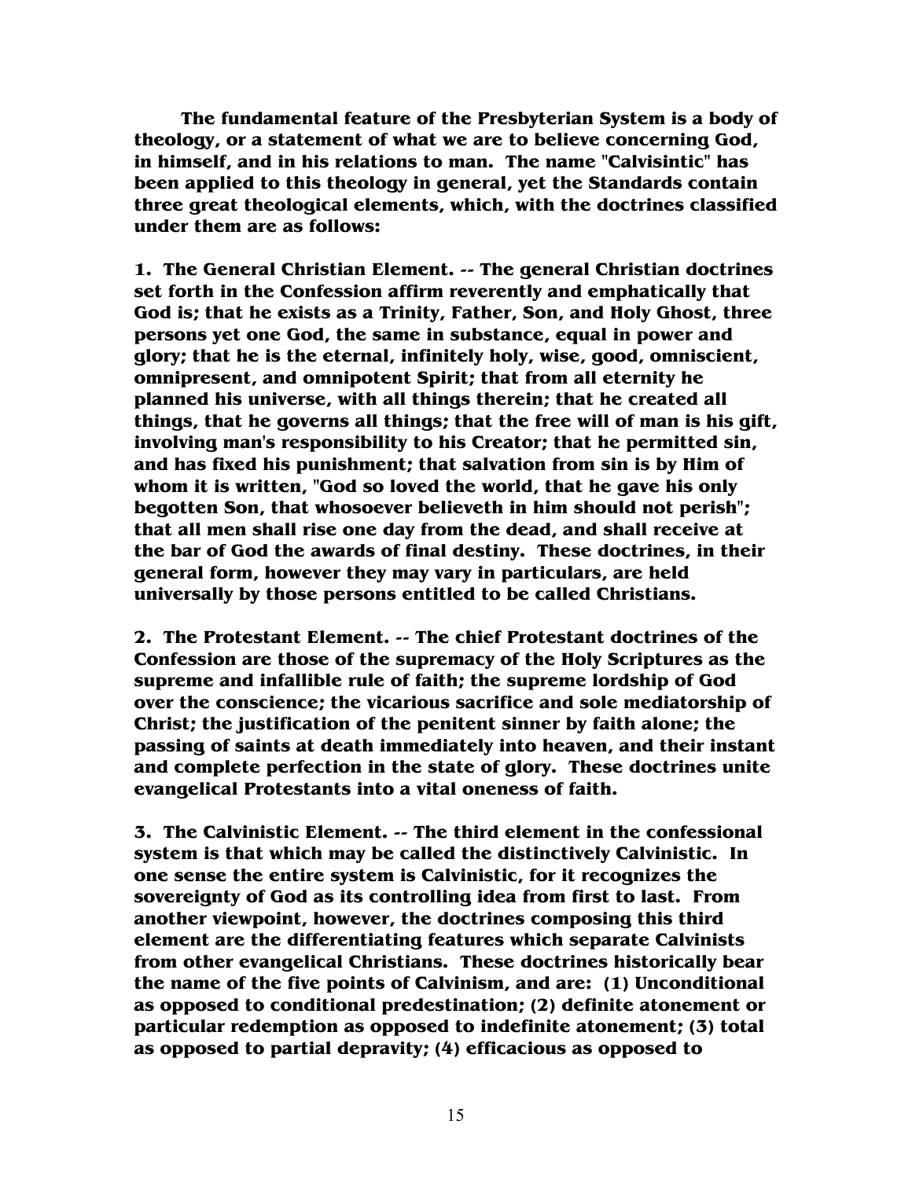**The fundamental feature of the Presbyterian System is a body of theology, or a statement of what we are to believe concerning God, in himself, and in his relations to man. The name "Calvisintic" has been applied to this theology in general, yet the Standards contain three great theological elements, which, with the doctrines classified under them are as follows:**

**1. The General Christian Element. -- The general Christian doctrines set forth in the Confession affirm reverently and emphatically that God is; that he exists as a Trinity, Father, Son, and Holy Ghost, three persons yet one God, the same in substance, equal in power and glory; that he is the eternal, infinitely holy, wise, good, omniscient, omnipresent, and omnipotent Spirit; that from all eternity he planned his universe, with all things therein; that he created all things, that he governs all things; that the free will of man is his gift, involving man's responsibility to his Creator; that he permitted sin, and has fixed his punishment; that salvation from sin is by Him of whom it is written, "God so loved the world, that he gave his only begotten Son, that whosoever believeth in him should not perish"; that all men shall rise one day from the dead, and shall receive at the bar of God the awards of final destiny. These doctrines, in their general form, however they may vary in particulars, are held universally by those persons entitled to be called Christians.**

**2. The Protestant Element. -- The chief Protestant doctrines of the Confession are those of the supremacy of the Holy Scriptures as the supreme and infallible rule of faith; the supreme lordship of God over the conscience; the vicarious sacrifice and sole mediatorship of Christ; the justification of the penitent sinner by faith alone; the passing of saints at death immediately into heaven, and their instant and complete perfection in the state of glory. These doctrines unite evangelical Protestants into a vital oneness of faith.**

**3. The Calvinistic Element. -- The third element in the confessional system is that which may be called the distinctively Calvinistic. In one sense the entire system is Calvinistic, for it recognizes the sovereignty of God as its controlling idea from first to last. From another viewpoint, however, the doctrines composing this third element are the differentiating features which separate Calvinists from other evangelical Christians. These doctrines historically bear the name of the five points of Calvinism, and are: (1) Unconditional as opposed to conditional predestination; (2) definite atonement or particular redemption as opposed to indefinite atonement; (3) total as opposed to partial depravity; (4) efficacious as opposed to**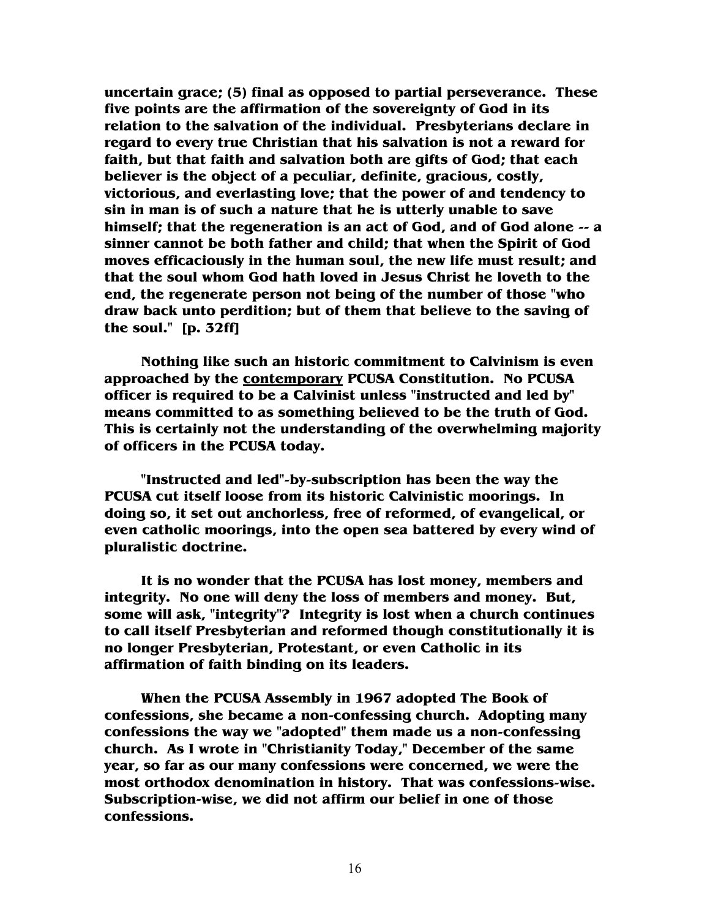**uncertain grace; (5) final as opposed to partial perseverance. These five points are the affirmation of the sovereignty of God in its relation to the salvation of the individual. Presbyterians declare in regard to every true Christian that his salvation is not a reward for faith, but that faith and salvation both are gifts of God; that each believer is the object of a peculiar, definite, gracious, costly, victorious, and everlasting love; that the power of and tendency to sin in man is of such a nature that he is utterly unable to save himself; that the regeneration is an act of God, and of God alone -- a sinner cannot be both father and child; that when the Spirit of God moves efficaciously in the human soul, the new life must result; and that the soul whom God hath loved in Jesus Christ he loveth to the end, the regenerate person not being of the number of those "who draw back unto perdition; but of them that believe to the saving of the soul." [p. 32ff]**

**Nothing like such an historic commitment to Calvinism is even approached by the <u>contemporary</u> PCUSA Constitution. No PCUSA officer is required to be a Calvinist unless "instructed and led by" means committed to as something believed to be the truth of God. This is certainly not the understanding of the overwhelming majority of officers in the PCUSA today.**

**"Instructed and led"-by-subscription has been the way the PCUSA cut itself loose from its historic Calvinistic moorings. In doing so, it set out anchorless, free of reformed, of evangelical, or even catholic moorings, into the open sea battered by every wind of pluralistic doctrine.**

**It is no wonder that the PCUSA has lost money, members and integrity. No one will deny the loss of members and money. But, some will ask, "integrity"? Integrity is lost when a church continues to call itself Presbyterian and reformed though constitutionally it is no longer Presbyterian, Protestant, or even Catholic in its affirmation of faith binding on its leaders.**

**When the PCUSA Assembly in 1967 adopted The Book of confessions, she became a non-confessing church. Adopting many confessions the way we "adopted" them made us a non-confessing church. As I wrote in "Christianity Today," December of the same year, so far as our many confessions were concerned, we were the most orthodox denomination in history. That was confessions-wise. Subscription-wise, we did not affirm our belief in one of those confessions.**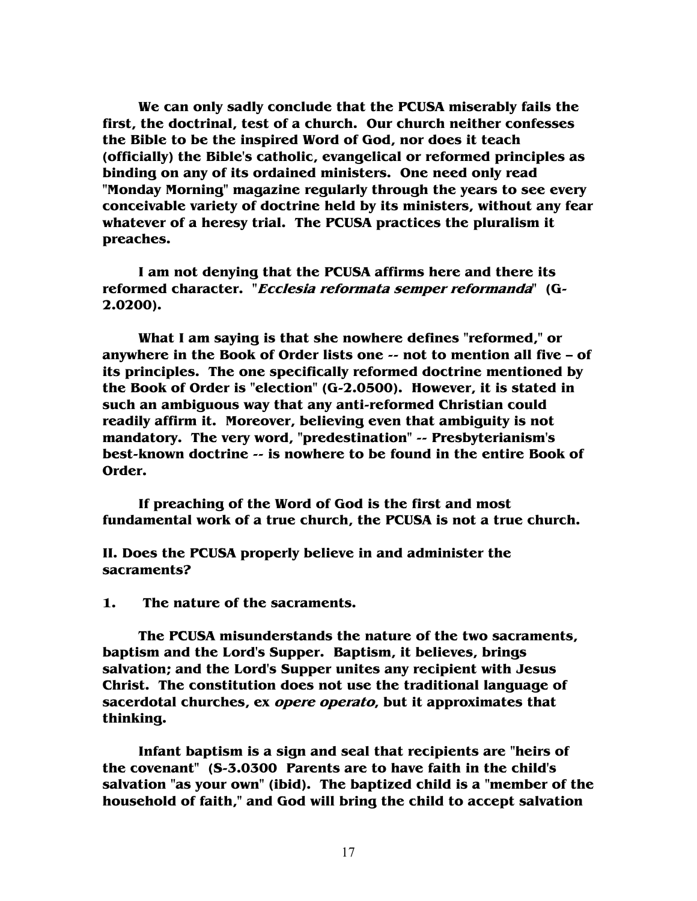**We can only sadly conclude that the PCUSA miserably fails the first, the doctrinal, test of a church. Our church neither confesses the Bible to be the inspired Word of God, nor does it teach (officially) the Bible's catholic, evangelical or reformed principles as binding on any of its ordained ministers. One need only read "Monday Morning" magazine regularly through the years to see every conceivable variety of doctrine held by its ministers, without any fear whatever of a heresy trial. The PCUSA practices the pluralism it preaches.**

**I am not denying that the PCUSA affirms here and there its reformed character. "*Ecclesia reformata semper reformanda*" (G-2.0200).**

**What I am saying is that she nowhere defines "reformed," or anywhere in the Book of Order lists one -- not to mention all five – of its principles. The one specifically reformed doctrine mentioned by the Book of Order is "election" (G-2.0500). However, it is stated in such an ambiguous way that any anti-reformed Christian could readily affirm it. Moreover, believing even that ambiguity is not mandatory. The very word, "predestination" -- Presbyterianism's best-known doctrine -- is nowhere to be found in the entire Book of Order.**

**If preaching of the Word of God is the first and most fundamental work of a true church, the PCUSA is not a true church.**

**II. Does the PCUSA properly believe in and administer the sacraments?**

**1. The nature of the sacraments.**

**The PCUSA misunderstands the nature of the two sacraments, baptism and the Lord's Supper. Baptism, it believes, brings salvation; and the Lord's Supper unites any recipient with Jesus Christ. The constitution does not use the traditional language of sacerdotal churches, ex *opere operato*, but it approximates that thinking.**

**Infant baptism is a sign and seal that recipients are "heirs of the covenant" (S-3.0300 Parents are to have faith in the child's salvation "as your own" (ibid). The baptized child is a "member of the household of faith," and God will bring the child to accept salvation**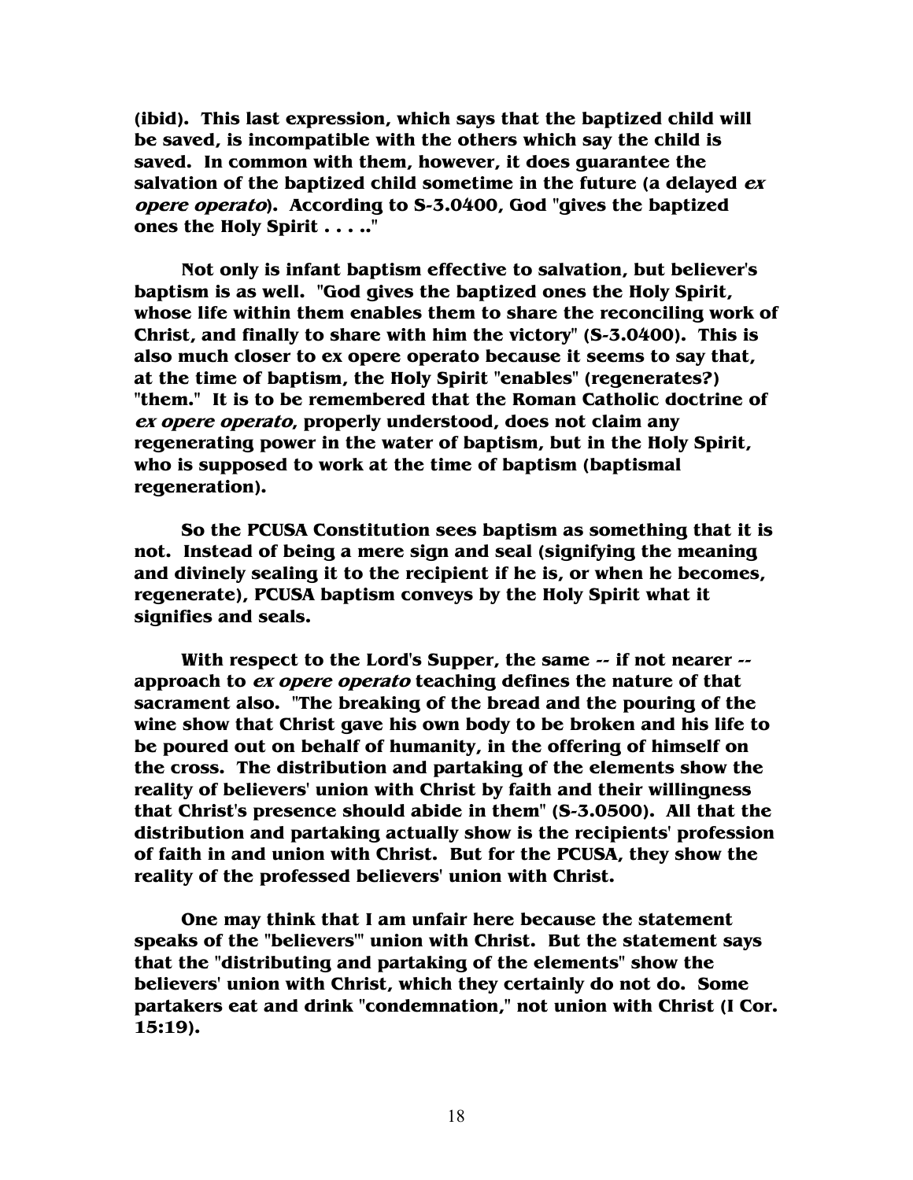**(ibid). This last expression, which says that the baptized child will be saved, is incompatible with the others which say the child is saved. In common with them, however, it does guarantee the salvation of the baptized child sometime in the future (a delayed *ex opere operato*). According to S-3.0400, God "gives the baptized ones the Holy Spirit . . . .."**

**Not only is infant baptism effective to salvation, but believer's baptism is as well. "God gives the baptized ones the Holy Spirit, whose life within them enables them to share the reconciling work of Christ, and finally to share with him the victory" (S-3.0400). This is also much closer to ex opere operato because it seems to say that, at the time of baptism, the Holy Spirit "enables" (regenerates?) "them." It is to be remembered that the Roman Catholic doctrine of *ex opere operato*, properly understood, does not claim any regenerating power in the water of baptism, but in the Holy Spirit, who is supposed to work at the time of baptism (baptismal regeneration).**

**So the PCUSA Constitution sees baptism as something that it is not. Instead of being a mere sign and seal (signifying the meaning and divinely sealing it to the recipient if he is, or when he becomes, regenerate), PCUSA baptism conveys by the Holy Spirit what it signifies and seals.**

**With respect to the Lord's Supper, the same -- if not nearer -- approach to *ex opere operato* teaching defines the nature of that sacrament also. "The breaking of the bread and the pouring of the wine show that Christ gave his own body to be broken and his life to be poured out on behalf of humanity, in the offering of himself on the cross. The distribution and partaking of the elements show the reality of believers' union with Christ by faith and their willingness that Christ's presence should abide in them" (S-3.0500). All that the distribution and partaking actually show is the recipients' profession of faith in and union with Christ. But for the PCUSA, they show the reality of the professed believers' union with Christ.**

**One may think that I am unfair here because the statement speaks of the "believers'" union with Christ. But the statement says that the "distributing and partaking of the elements" show the believers' union with Christ, which they certainly do not do. Some partakers eat and drink "condemnation," not union with Christ (I Cor. 15:19).**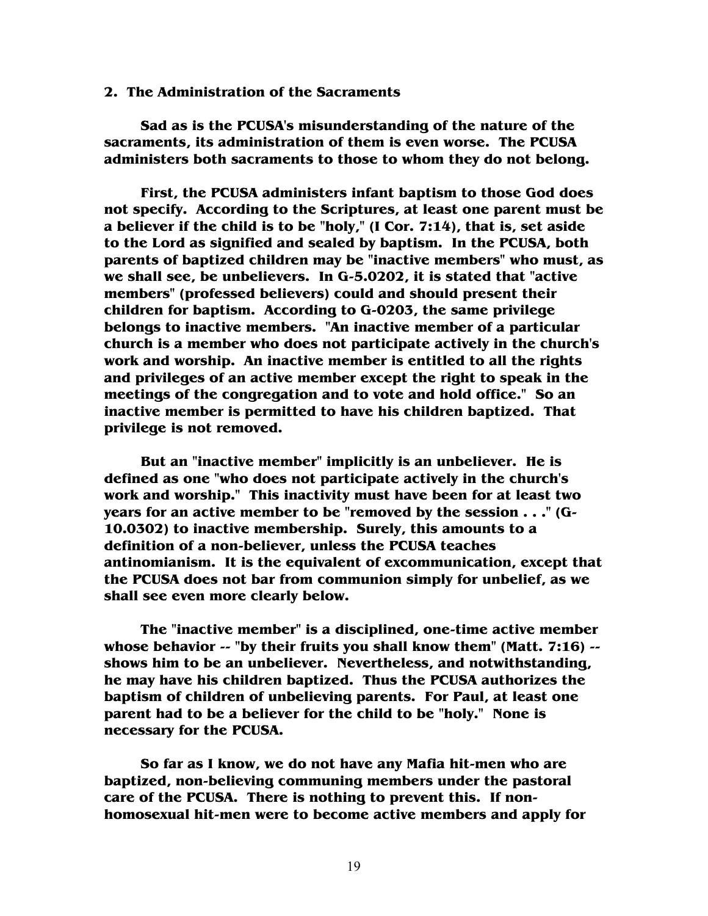**2. The Administration of the Sacraments**

**Sad as is the PCUSA's misunderstanding of the nature of the sacraments, its administration of them is even worse. The PCUSA administers both sacraments to those to whom they do not belong.**

**First, the PCUSA administers infant baptism to those God does not specify. According to the Scriptures, at least one parent must be a believer if the child is to be "holy," (I Cor. 7:14), that is, set aside to the Lord as signified and sealed by baptism. In the PCUSA, both parents of baptized children may be "inactive members" who must, as we shall see, be unbelievers. In G-5.0202, it is stated that "active members" (professed believers) could and should present their children for baptism. According to G-0203, the same privilege belongs to inactive members. "An inactive member of a particular church is a member who does not participate actively in the church's work and worship. An inactive member is entitled to all the rights and privileges of an active member except the right to speak in the meetings of the congregation and to vote and hold office." So an inactive member is permitted to have his children baptized. That privilege is not removed.**

**But an "inactive member" implicitly is an unbeliever. He is defined as one "who does not participate actively in the church's work and worship." This inactivity must have been for at least two years for an active member to be "removed by the session . . ." (G-10.0302) to inactive membership. Surely, this amounts to a definition of a non-believer, unless the PCUSA teaches antinomianism. It is the equivalent of excommunication, except that the PCUSA does not bar from communion simply for unbelief, as we shall see even more clearly below.**

**The "inactive member" is a disciplined, one-time active member whose behavior -- "by their fruits you shall know them" (Matt. 7:16) -- shows him to be an unbeliever. Nevertheless, and notwithstanding, he may have his children baptized. Thus the PCUSA authorizes the baptism of children of unbelieving parents. For Paul, at least one parent had to be a believer for the child to be "holy." None is necessary for the PCUSA.**

**So far as I know, we do not have any Mafia hit-men who are baptized, non-believing communing members under the pastoral care of the PCUSA. There is nothing to prevent this. If non-homosexual hit-men were to become active members and apply for**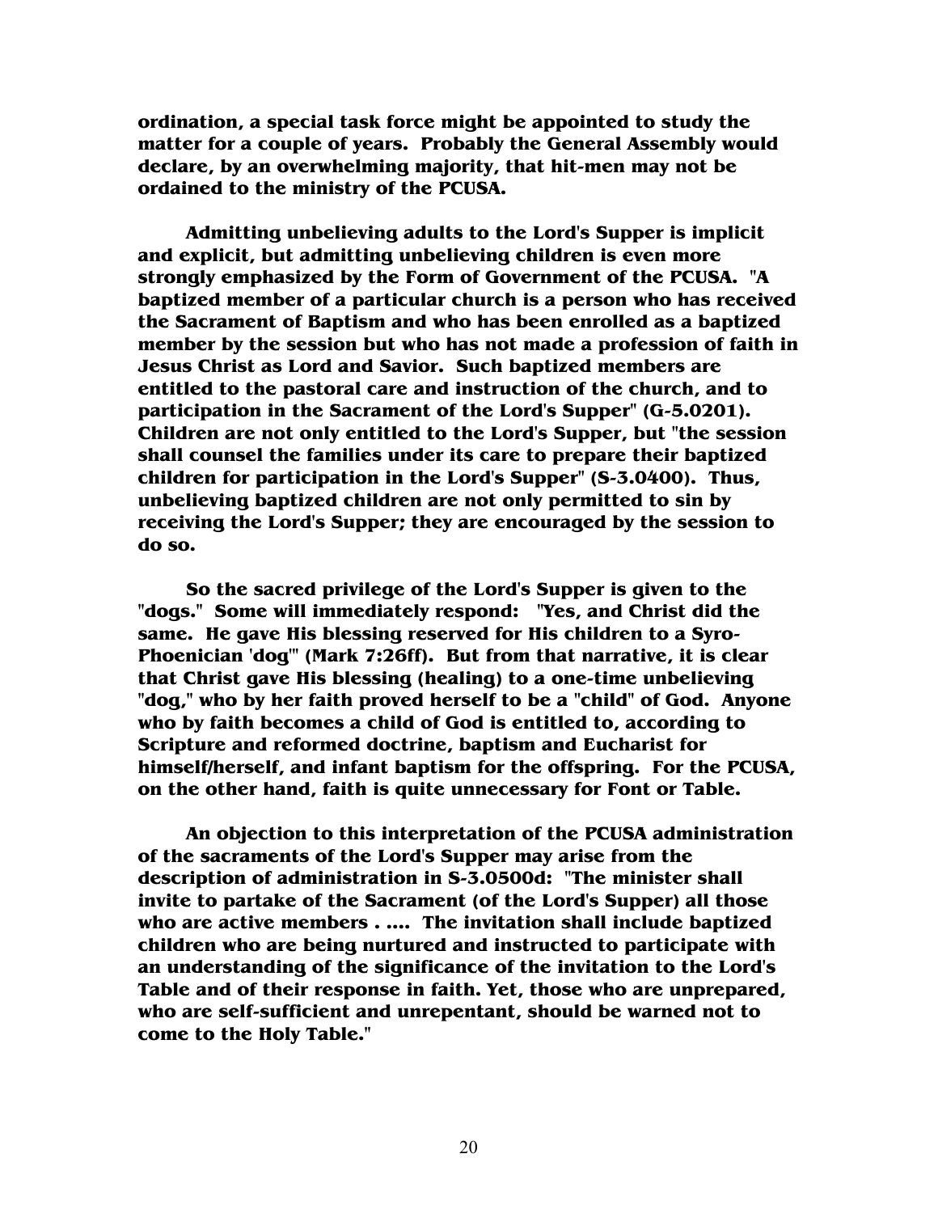**ordination, a special task force might be appointed to study the matter for a couple of years. Probably the General Assembly would declare, by an overwhelming majority, that hit-men may not be ordained to the ministry of the PCUSA.**

**Admitting unbelieving adults to the Lord's Supper is implicit and explicit, but admitting unbelieving children is even more strongly emphasized by the Form of Government of the PCUSA. "A baptized member of a particular church is a person who has received the Sacrament of Baptism and who has been enrolled as a baptized member by the session but who has not made a profession of faith in Jesus Christ as Lord and Savior. Such baptized members are entitled to the pastoral care and instruction of the church, and to participation in the Sacrament of the Lord's Supper" (G-5.0201). Children are not only entitled to the Lord's Supper, but "the session shall counsel the families under its care to prepare their baptized children for participation in the Lord's Supper" (S-3.0400). Thus, unbelieving baptized children are not only permitted to sin by receiving the Lord's Supper; they are encouraged by the session to do so.**

**So the sacred privilege of the Lord's Supper is given to the "dogs." Some will immediately respond: "Yes, and Christ did the same. He gave His blessing reserved for His children to a Syro-Phoenician 'dog'" (Mark 7:26ff). But from that narrative, it is clear that Christ gave His blessing (healing) to a one-time unbelieving "dog," who by her faith proved herself to be a "child" of God. Anyone who by faith becomes a child of God is entitled to, according to Scripture and reformed doctrine, baptism and Eucharist for himself/herself, and infant baptism for the offspring. For the PCUSA, on the other hand, faith is quite unnecessary for Font or Table.**

**An objection to this interpretation of the PCUSA administration of the sacraments of the Lord's Supper may arise from the description of administration in S-3.0500d: "The minister shall invite to partake of the Sacrament (of the Lord's Supper) all those who are active members . .... The invitation shall include baptized children who are being nurtured and instructed to participate with an understanding of the significance of the invitation to the Lord's Table and of their response in faith. Yet, those who are unprepared, who are self-sufficient and unrepentant, should be warned not to come to the Holy Table."**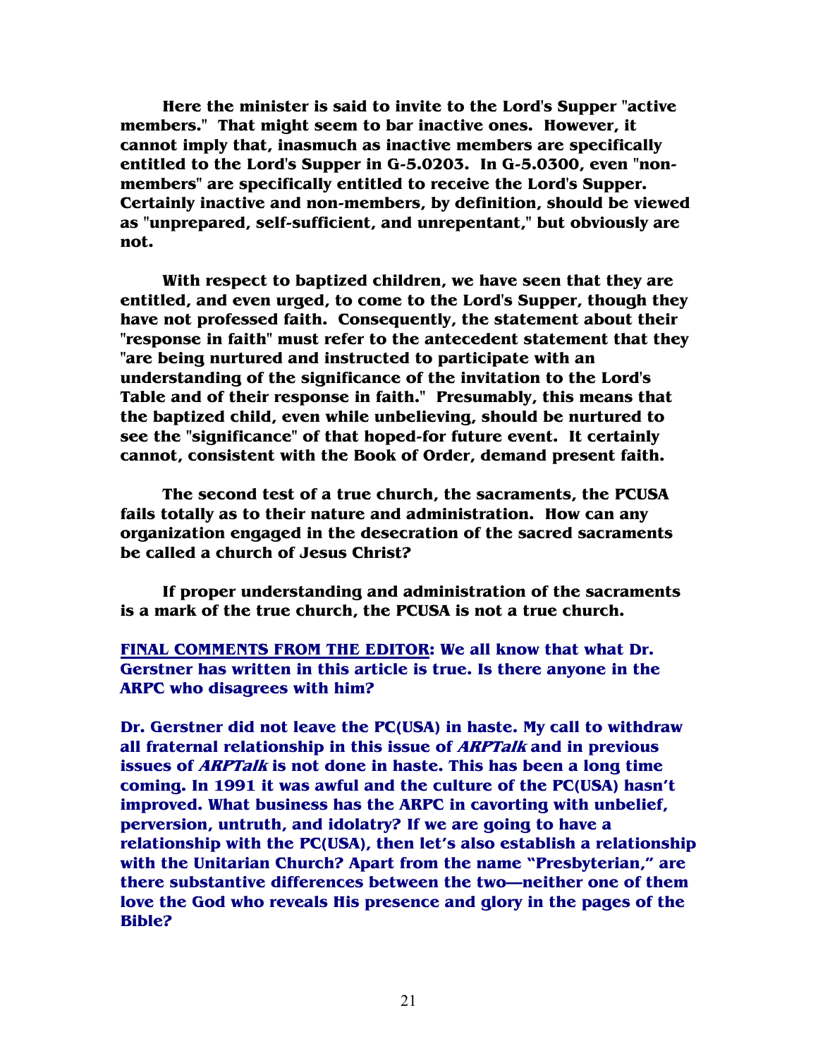**Here the minister is said to invite to the Lord's Supper "active members." That might seem to bar inactive ones. However, it cannot imply that, inasmuch as inactive members are specifically entitled to the Lord's Supper in G-5.0203. In G-5.0300, even "non-members" are specifically entitled to receive the Lord's Supper. Certainly inactive and non-members, by definition, should be viewed as "unprepared, self-sufficient, and unrepentant," but obviously are not.**

**With respect to baptized children, we have seen that they are entitled, and even urged, to come to the Lord's Supper, though they have not professed faith. Consequently, the statement about their "response in faith" must refer to the antecedent statement that they "are being nurtured and instructed to participate with an understanding of the significance of the invitation to the Lord's Table and of their response in faith." Presumably, this means that the baptized child, even while unbelieving, should be nurtured to see the "significance" of that hoped-for future event. It certainly cannot, consistent with the Book of Order, demand present faith.**

**The second test of a true church, the sacraments, the PCUSA fails totally as to their nature and administration. How can any organization engaged in the desecration of the sacred sacraments be called a church of Jesus Christ?**

**If proper understanding and administration of the sacraments is a mark of the true church, the PCUSA is not a true church.**

**<u>FINAL COMMENTS FROM THE EDITOR</u>: We all know that what Dr. Gerstner has written in this article is true. Is there anyone in the ARPC who disagrees with him?**

**Dr. Gerstner did not leave the PC(USA) in haste. My call to withdraw all fraternal relationship in this issue of *ARPTalk* and in previous issues of *ARPTalk* is not done in haste. This has been a long time coming. In 1991 it was awful and the culture of the PC(USA) hasn't improved. What business has the ARPC in cavorting with unbelief, perversion, untruth, and idolatry? If we are going to have a relationship with the PC(USA), then let's also establish a relationship with the Unitarian Church? Apart from the name "Presbyterian," are there substantive differences between the two—neither one of them love the God who reveals His presence and glory in the pages of the Bible?**